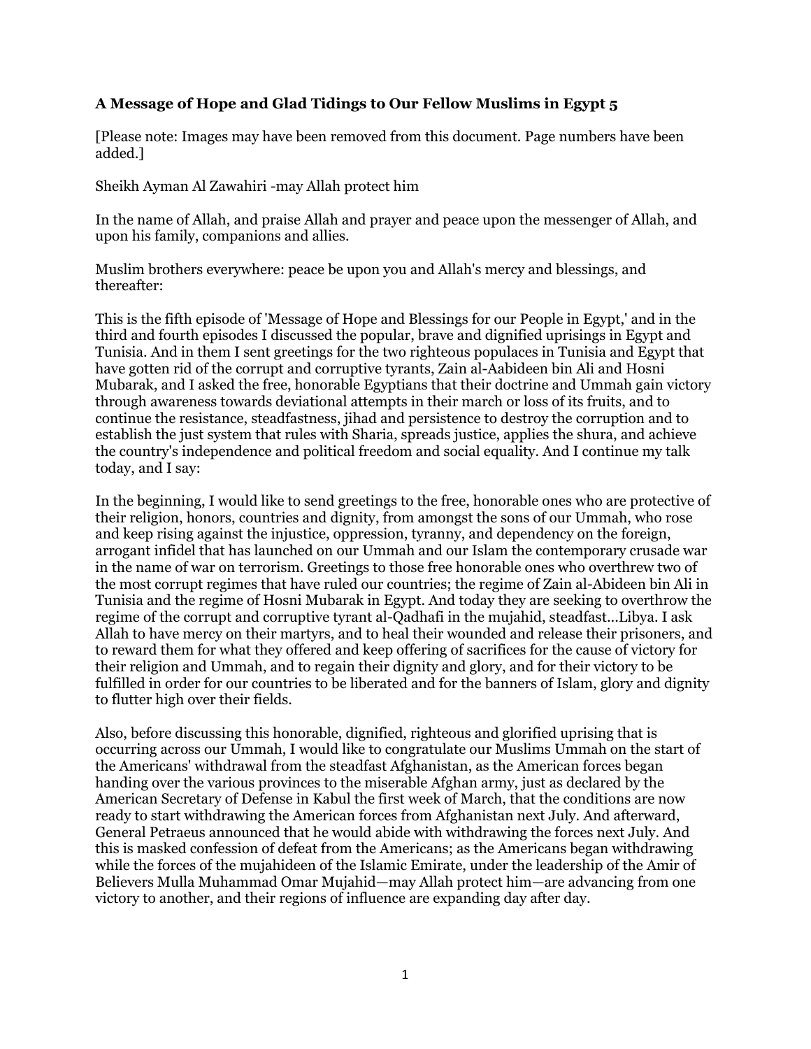**A Message of Hope and Glad Tidings to Our Fellow Muslims in Egypt 5**

[Please note: Images may have been removed from this document. Page numbers have been added.]

Sheikh Ayman Al Zawahiri -may Allah protect him

In the name of Allah, and praise Allah and prayer and peace upon the messenger of Allah, and upon his family, companions and allies.

Muslim brothers everywhere: peace be upon you and Allah's mercy and blessings, and thereafter:

This is the fifth episode of 'Message of Hope and Blessings for our People in Egypt,' and in the third and fourth episodes I discussed the popular, brave and dignified uprisings in Egypt and Tunisia. And in them I sent greetings for the two righteous populaces in Tunisia and Egypt that have gotten rid of the corrupt and corruptive tyrants, Zain al-Aabideen bin Ali and Hosni Mubarak, and I asked the free, honorable Egyptians that their doctrine and Ummah gain victory through awareness towards deviational attempts in their march or loss of its fruits, and to continue the resistance, steadfastness, jihad and persistence to destroy the corruption and to establish the just system that rules with Sharia, spreads justice, applies the shura, and achieve the country's independence and political freedom and social equality. And I continue my talk today, and I say:

In the beginning, I would like to send greetings to the free, honorable ones who are protective of their religion, honors, countries and dignity, from amongst the sons of our Ummah, who rose and keep rising against the injustice, oppression, tyranny, and dependency on the foreign, arrogant infidel that has launched on our Ummah and our Islam the contemporary crusade war in the name of war on terrorism. Greetings to those free honorable ones who overthrew two of the most corrupt regimes that have ruled our countries; the regime of Zain al-Abideen bin Ali in Tunisia and the regime of Hosni Mubarak in Egypt. And today they are seeking to overthrow the regime of the corrupt and corruptive tyrant al-Qadhafi in the mujahid, steadfast...Libya. I ask Allah to have mercy on their martyrs, and to heal their wounded and release their prisoners, and to reward them for what they offered and keep offering of sacrifices for the cause of victory for their religion and Ummah, and to regain their dignity and glory, and for their victory to be fulfilled in order for our countries to be liberated and for the banners of Islam, glory and dignity to flutter high over their fields.

Also, before discussing this honorable, dignified, righteous and glorified uprising that is occurring across our Ummah, I would like to congratulate our Muslims Ummah on the start of the Americans' withdrawal from the steadfast Afghanistan, as the American forces began handing over the various provinces to the miserable Afghan army, just as declared by the American Secretary of Defense in Kabul the first week of March, that the conditions are now ready to start withdrawing the American forces from Afghanistan next July. And afterward, General Petraeus announced that he would abide with withdrawing the forces next July. And this is masked confession of defeat from the Americans; as the Americans began withdrawing while the forces of the mujahideen of the Islamic Emirate, under the leadership of the Amir of Believers Mulla Muhammad Omar Mujahid—may Allah protect him—are advancing from one victory to another, and their regions of influence are expanding day after day.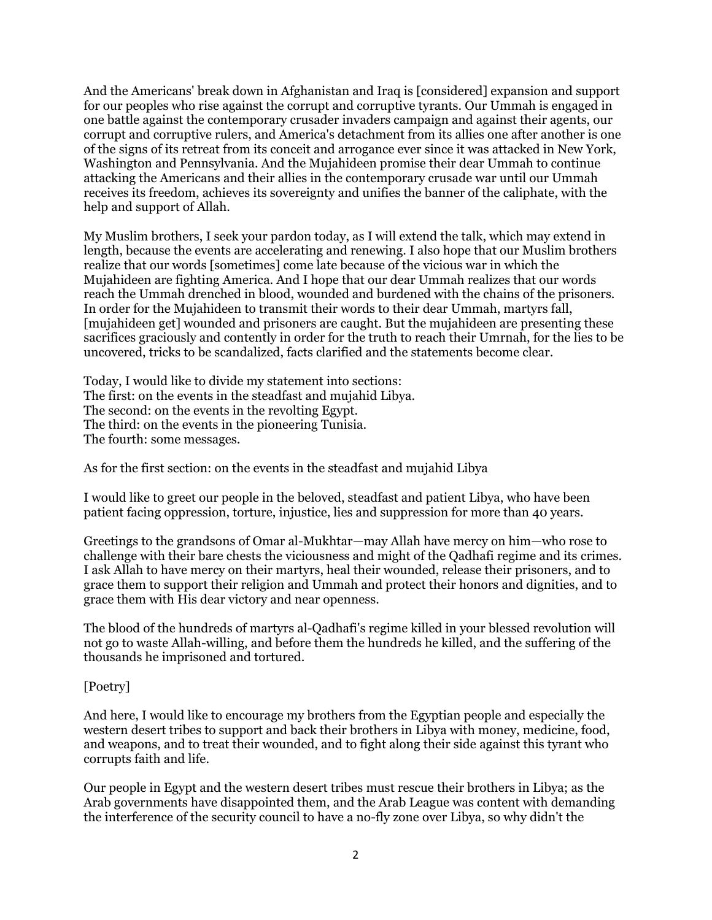And the Americans' break down in Afghanistan and Iraq is [considered] expansion and support for our peoples who rise against the corrupt and corruptive tyrants. Our Ummah is engaged in one battle against the contemporary crusader invaders campaign and against their agents, our corrupt and corruptive rulers, and America's detachment from its allies one after another is one of the signs of its retreat from its conceit and arrogance ever since it was attacked in New York, Washington and Pennsylvania. And the Mujahideen promise their dear Ummah to continue attacking the Americans and their allies in the contemporary crusade war until our Ummah receives its freedom, achieves its sovereignty and unifies the banner of the caliphate, with the help and support of Allah.

My Muslim brothers, I seek your pardon today, as I will extend the talk, which may extend in length, because the events are accelerating and renewing. I also hope that our Muslim brothers realize that our words [sometimes] come late because of the vicious war in which the Mujahideen are fighting America. And I hope that our dear Ummah realizes that our words reach the Ummah drenched in blood, wounded and burdened with the chains of the prisoners. In order for the Mujahideen to transmit their words to their dear Ummah, martyrs fall, [mujahideen get] wounded and prisoners are caught. But the mujahideen are presenting these sacrifices graciously and contently in order for the truth to reach their Umrnah, for the lies to be uncovered, tricks to be scandalized, facts clarified and the statements become clear.

Today, I would like to divide my statement into sections:
The first: on the events in the steadfast and mujahid Libya.
The second: on the events in the revolting Egypt.
The third: on the events in the pioneering Tunisia.
The fourth: some messages.

As for the first section: on the events in the steadfast and mujahid Libya

I would like to greet our people in the beloved, steadfast and patient Libya, who have been patient facing oppression, torture, injustice, lies and suppression for more than 40 years.

Greetings to the grandsons of Omar al-Mukhtar—may Allah have mercy on him—who rose to challenge with their bare chests the viciousness and might of the Qadhafi regime and its crimes. I ask Allah to have mercy on their martyrs, heal their wounded, release their prisoners, and to grace them to support their religion and Ummah and protect their honors and dignities, and to grace them with His dear victory and near openness.

The blood of the hundreds of martyrs al-Qadhafi's regime killed in your blessed revolution will not go to waste Allah-willing, and before them the hundreds he killed, and the suffering of the thousands he imprisoned and tortured.

[Poetry]

And here, I would like to encourage my brothers from the Egyptian people and especially the western desert tribes to support and back their brothers in Libya with money, medicine, food, and weapons, and to treat their wounded, and to fight along their side against this tyrant who corrupts faith and life.

Our people in Egypt and the western desert tribes must rescue their brothers in Libya; as the Arab governments have disappointed them, and the Arab League was content with demanding the interference of the security council to have a no-fly zone over Libya, so why didn't the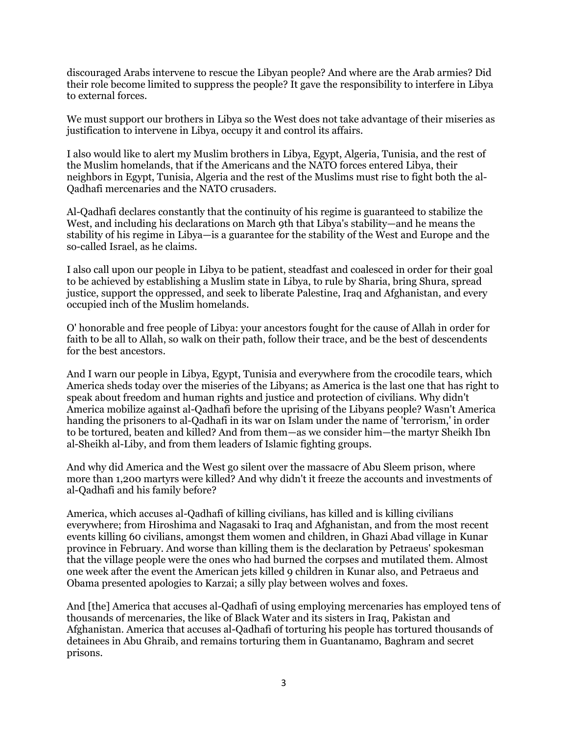discouraged Arabs intervene to rescue the Libyan people? And where are the Arab armies? Did their role become limited to suppress the people? It gave the responsibility to interfere in Libya to external forces.

We must support our brothers in Libya so the West does not take advantage of their miseries as justification to intervene in Libya, occupy it and control its affairs.

I also would like to alert my Muslim brothers in Libya, Egypt, Algeria, Tunisia, and the rest of the Muslim homelands, that if the Americans and the NATO forces entered Libya, their neighbors in Egypt, Tunisia, Algeria and the rest of the Muslims must rise to fight both the al-Qadhafi mercenaries and the NATO crusaders.

Al-Qadhafi declares constantly that the continuity of his regime is guaranteed to stabilize the West, and including his declarations on March 9th that Libya's stability—and he means the stability of his regime in Libya—is a guarantee for the stability of the West and Europe and the so-called Israel, as he claims.

I also call upon our people in Libya to be patient, steadfast and coalesced in order for their goal to be achieved by establishing a Muslim state in Libya, to rule by Sharia, bring Shura, spread justice, support the oppressed, and seek to liberate Palestine, Iraq and Afghanistan, and every occupied inch of the Muslim homelands.

O' honorable and free people of Libya: your ancestors fought for the cause of Allah in order for faith to be all to Allah, so walk on their path, follow their trace, and be the best of descendents for the best ancestors.

And I warn our people in Libya, Egypt, Tunisia and everywhere from the crocodile tears, which America sheds today over the miseries of the Libyans; as America is the last one that has right to speak about freedom and human rights and justice and protection of civilians. Why didn't America mobilize against al-Qadhafi before the uprising of the Libyans people? Wasn't America handing the prisoners to al-Qadhafi in its war on Islam under the name of 'terrorism,' in order to be tortured, beaten and killed? And from them—as we consider him—the martyr Sheikh Ibn al-Sheikh al-Liby, and from them leaders of Islamic fighting groups.

And why did America and the West go silent over the massacre of Abu Sleem prison, where more than 1,200 martyrs were killed? And why didn't it freeze the accounts and investments of al-Qadhafi and his family before?

America, which accuses al-Qadhafi of killing civilians, has killed and is killing civilians everywhere; from Hiroshima and Nagasaki to Iraq and Afghanistan, and from the most recent events killing 60 civilians, amongst them women and children, in Ghazi Abad village in Kunar province in February. And worse than killing them is the declaration by Petraeus' spokesman that the village people were the ones who had burned the corpses and mutilated them. Almost one week after the event the American jets killed 9 children in Kunar also, and Petraeus and Obama presented apologies to Karzai; a silly play between wolves and foxes.

And [the] America that accuses al-Qadhafi of using employing mercenaries has employed tens of thousands of mercenaries, the like of Black Water and its sisters in Iraq, Pakistan and Afghanistan. America that accuses al-Qadhafi of torturing his people has tortured thousands of detainees in Abu Ghraib, and remains torturing them in Guantanamo, Baghram and secret prisons.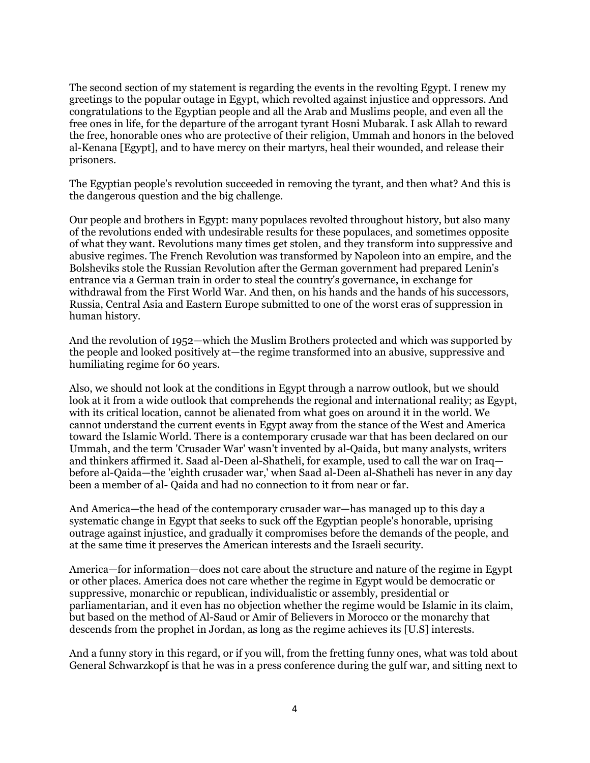The second section of my statement is regarding the events in the revolting Egypt. I renew my greetings to the popular outage in Egypt, which revolted against injustice and oppressors. And congratulations to the Egyptian people and all the Arab and Muslims people, and even all the free ones in life, for the departure of the arrogant tyrant Hosni Mubarak. I ask Allah to reward the free, honorable ones who are protective of their religion, Ummah and honors in the beloved al-Kenana [Egypt], and to have mercy on their martyrs, heal their wounded, and release their prisoners.

The Egyptian people's revolution succeeded in removing the tyrant, and then what? And this is the dangerous question and the big challenge.

Our people and brothers in Egypt: many populaces revolted throughout history, but also many of the revolutions ended with undesirable results for these populaces, and sometimes opposite of what they want. Revolutions many times get stolen, and they transform into suppressive and abusive regimes. The French Revolution was transformed by Napoleon into an empire, and the Bolsheviks stole the Russian Revolution after the German government had prepared Lenin's entrance via a German train in order to steal the country's governance, in exchange for withdrawal from the First World War. And then, on his hands and the hands of his successors, Russia, Central Asia and Eastern Europe submitted to one of the worst eras of suppression in human history.

And the revolution of 1952—which the Muslim Brothers protected and which was supported by the people and looked positively at—the regime transformed into an abusive, suppressive and humiliating regime for 60 years.

Also, we should not look at the conditions in Egypt through a narrow outlook, but we should look at it from a wide outlook that comprehends the regional and international reality; as Egypt, with its critical location, cannot be alienated from what goes on around it in the world. We cannot understand the current events in Egypt away from the stance of the West and America toward the Islamic World. There is a contemporary crusade war that has been declared on our Ummah, and the term 'Crusader War' wasn't invented by al-Qaida, but many analysts, writers and thinkers affirmed it. Saad al-Deen al-Shatheli, for example, used to call the war on Iraq—before al-Qaida—the 'eighth crusader war,' when Saad al-Deen al-Shatheli has never in any day been a member of al- Qaida and had no connection to it from near or far.

And America—the head of the contemporary crusader war—has managed up to this day a systematic change in Egypt that seeks to suck off the Egyptian people's honorable, uprising outrage against injustice, and gradually it compromises before the demands of the people, and at the same time it preserves the American interests and the Israeli security.

America—for information—does not care about the structure and nature of the regime in Egypt or other places. America does not care whether the regime in Egypt would be democratic or suppressive, monarchic or republican, individualistic or assembly, presidential or parliamentarian, and it even has no objection whether the regime would be Islamic in its claim, but based on the method of Al-Saud or Amir of Believers in Morocco or the monarchy that descends from the prophet in Jordan, as long as the regime achieves its [U.S] interests.

And a funny story in this regard, or if you will, from the fretting funny ones, what was told about General Schwarzkopf is that he was in a press conference during the gulf war, and sitting next to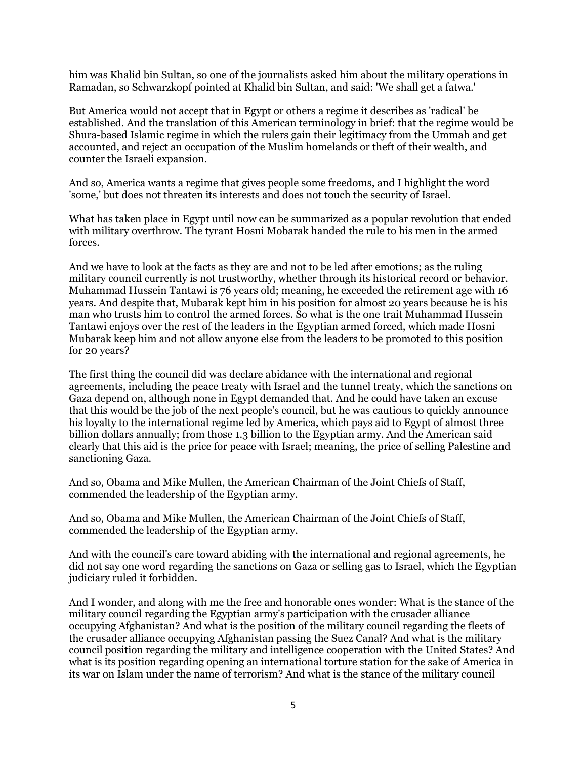him was Khalid bin Sultan, so one of the journalists asked him about the military operations in Ramadan, so Schwarzkopf pointed at Khalid bin Sultan, and said: 'We shall get a fatwa.'

But America would not accept that in Egypt or others a regime it describes as 'radical' be established. And the translation of this American terminology in brief: that the regime would be Shura-based Islamic regime in which the rulers gain their legitimacy from the Ummah and get accounted, and reject an occupation of the Muslim homelands or theft of their wealth, and counter the Israeli expansion.

And so, America wants a regime that gives people some freedoms, and I highlight the word 'some,' but does not threaten its interests and does not touch the security of Israel.

What has taken place in Egypt until now can be summarized as a popular revolution that ended with military overthrow. The tyrant Hosni Mobarak handed the rule to his men in the armed forces.

And we have to look at the facts as they are and not to be led after emotions; as the ruling military council currently is not trustworthy, whether through its historical record or behavior. Muhammad Hussein Tantawi is 76 years old; meaning, he exceeded the retirement age with 16 years. And despite that, Mubarak kept him in his position for almost 20 years because he is his man who trusts him to control the armed forces. So what is the one trait Muhammad Hussein Tantawi enjoys over the rest of the leaders in the Egyptian armed forced, which made Hosni Mubarak keep him and not allow anyone else from the leaders to be promoted to this position for 20 years?

The first thing the council did was declare abidance with the international and regional agreements, including the peace treaty with Israel and the tunnel treaty, which the sanctions on Gaza depend on, although none in Egypt demanded that. And he could have taken an excuse that this would be the job of the next people's council, but he was cautious to quickly announce his loyalty to the international regime led by America, which pays aid to Egypt of almost three billion dollars annually; from those 1.3 billion to the Egyptian army. And the American said clearly that this aid is the price for peace with Israel; meaning, the price of selling Palestine and sanctioning Gaza.

And so, Obama and Mike Mullen, the American Chairman of the Joint Chiefs of Staff, commended the leadership of the Egyptian army.

And so, Obama and Mike Mullen, the American Chairman of the Joint Chiefs of Staff, commended the leadership of the Egyptian army.

And with the council's care toward abiding with the international and regional agreements, he did not say one word regarding the sanctions on Gaza or selling gas to Israel, which the Egyptian judiciary ruled it forbidden.

And I wonder, and along with me the free and honorable ones wonder: What is the stance of the military council regarding the Egyptian army's participation with the crusader alliance occupying Afghanistan? And what is the position of the military council regarding the fleets of the crusader alliance occupying Afghanistan passing the Suez Canal? And what is the military council position regarding the military and intelligence cooperation with the United States? And what is its position regarding opening an international torture station for the sake of America in its war on Islam under the name of terrorism? And what is the stance of the military council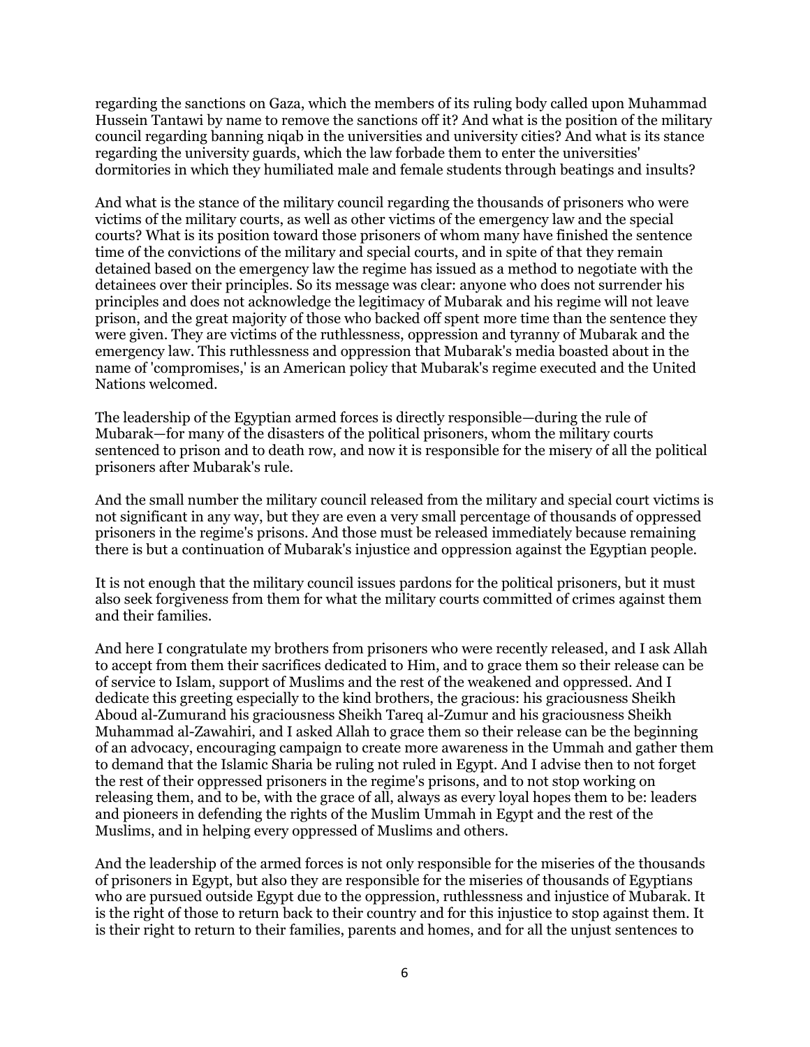regarding the sanctions on Gaza, which the members of its ruling body called upon Muhammad Hussein Tantawi by name to remove the sanctions off it? And what is the position of the military council regarding banning niqab in the universities and university cities? And what is its stance regarding the university guards, which the law forbade them to enter the universities' dormitories in which they humiliated male and female students through beatings and insults?

And what is the stance of the military council regarding the thousands of prisoners who were victims of the military courts, as well as other victims of the emergency law and the special courts? What is its position toward those prisoners of whom many have finished the sentence time of the convictions of the military and special courts, and in spite of that they remain detained based on the emergency law the regime has issued as a method to negotiate with the detainees over their principles. So its message was clear: anyone who does not surrender his principles and does not acknowledge the legitimacy of Mubarak and his regime will not leave prison, and the great majority of those who backed off spent more time than the sentence they were given. They are victims of the ruthlessness, oppression and tyranny of Mubarak and the emergency law. This ruthlessness and oppression that Mubarak's media boasted about in the name of 'compromises,' is an American policy that Mubarak's regime executed and the United Nations welcomed.

The leadership of the Egyptian armed forces is directly responsible—during the rule of Mubarak—for many of the disasters of the political prisoners, whom the military courts sentenced to prison and to death row, and now it is responsible for the misery of all the political prisoners after Mubarak's rule.

And the small number the military council released from the military and special court victims is not significant in any way, but they are even a very small percentage of thousands of oppressed prisoners in the regime's prisons. And those must be released immediately because remaining there is but a continuation of Mubarak's injustice and oppression against the Egyptian people.

It is not enough that the military council issues pardons for the political prisoners, but it must also seek forgiveness from them for what the military courts committed of crimes against them and their families.

And here I congratulate my brothers from prisoners who were recently released, and I ask Allah to accept from them their sacrifices dedicated to Him, and to grace them so their release can be of service to Islam, support of Muslims and the rest of the weakened and oppressed. And I dedicate this greeting especially to the kind brothers, the gracious: his graciousness Sheikh Aboud al-Zumurand his graciousness Sheikh Tareq al-Zumur and his graciousness Sheikh Muhammad al-Zawahiri, and I asked Allah to grace them so their release can be the beginning of an advocacy, encouraging campaign to create more awareness in the Ummah and gather them to demand that the Islamic Sharia be ruling not ruled in Egypt. And I advise then to not forget the rest of their oppressed prisoners in the regime's prisons, and to not stop working on releasing them, and to be, with the grace of all, always as every loyal hopes them to be: leaders and pioneers in defending the rights of the Muslim Ummah in Egypt and the rest of the Muslims, and in helping every oppressed of Muslims and others.

And the leadership of the armed forces is not only responsible for the miseries of the thousands of prisoners in Egypt, but also they are responsible for the miseries of thousands of Egyptians who are pursued outside Egypt due to the oppression, ruthlessness and injustice of Mubarak. It is the right of those to return back to their country and for this injustice to stop against them. It is their right to return to their families, parents and homes, and for all the unjust sentences to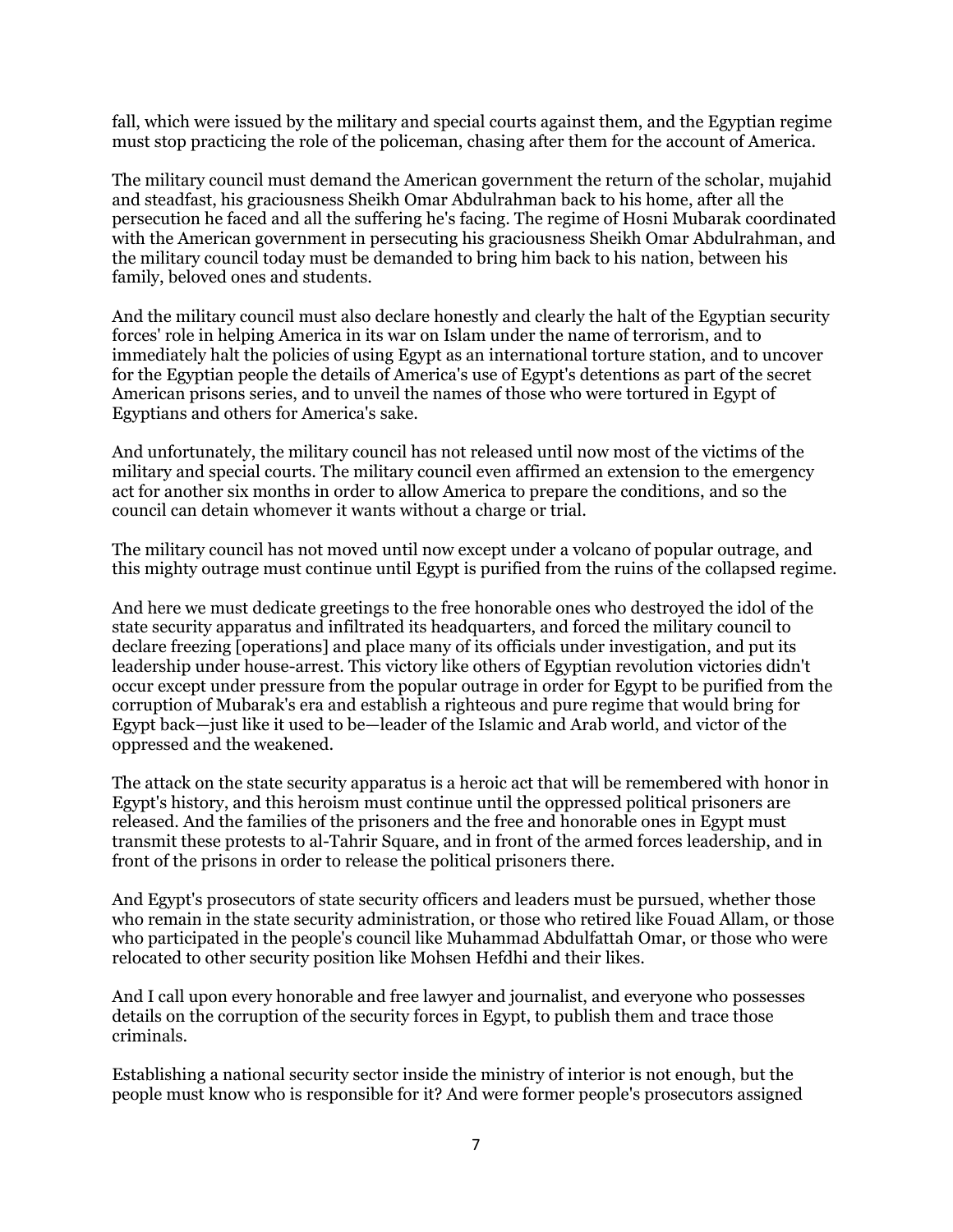fall, which were issued by the military and special courts against them, and the Egyptian regime must stop practicing the role of the policeman, chasing after them for the account of America.

The military council must demand the American government the return of the scholar, mujahid and steadfast, his graciousness Sheikh Omar Abdulrahman back to his home, after all the persecution he faced and all the suffering he's facing. The regime of Hosni Mubarak coordinated with the American government in persecuting his graciousness Sheikh Omar Abdulrahman, and the military council today must be demanded to bring him back to his nation, between his family, beloved ones and students.

And the military council must also declare honestly and clearly the halt of the Egyptian security forces' role in helping America in its war on Islam under the name of terrorism, and to immediately halt the policies of using Egypt as an international torture station, and to uncover for the Egyptian people the details of America's use of Egypt's detentions as part of the secret American prisons series, and to unveil the names of those who were tortured in Egypt of Egyptians and others for America's sake.

And unfortunately, the military council has not released until now most of the victims of the military and special courts. The military council even affirmed an extension to the emergency act for another six months in order to allow America to prepare the conditions, and so the council can detain whomever it wants without a charge or trial.

The military council has not moved until now except under a volcano of popular outrage, and this mighty outrage must continue until Egypt is purified from the ruins of the collapsed regime.

And here we must dedicate greetings to the free honorable ones who destroyed the idol of the state security apparatus and infiltrated its headquarters, and forced the military council to declare freezing [operations] and place many of its officials under investigation, and put its leadership under house-arrest. This victory like others of Egyptian revolution victories didn't occur except under pressure from the popular outrage in order for Egypt to be purified from the corruption of Mubarak's era and establish a righteous and pure regime that would bring for Egypt back—just like it used to be—leader of the Islamic and Arab world, and victor of the oppressed and the weakened.

The attack on the state security apparatus is a heroic act that will be remembered with honor in Egypt's history, and this heroism must continue until the oppressed political prisoners are released. And the families of the prisoners and the free and honorable ones in Egypt must transmit these protests to al-Tahrir Square, and in front of the armed forces leadership, and in front of the prisons in order to release the political prisoners there.

And Egypt's prosecutors of state security officers and leaders must be pursued, whether those who remain in the state security administration, or those who retired like Fouad Allam, or those who participated in the people's council like Muhammad Abdulfattah Omar, or those who were relocated to other security position like Mohsen Hefdhi and their likes.

And I call upon every honorable and free lawyer and journalist, and everyone who possesses details on the corruption of the security forces in Egypt, to publish them and trace those criminals.

Establishing a national security sector inside the ministry of interior is not enough, but the people must know who is responsible for it? And were former people's prosecutors assigned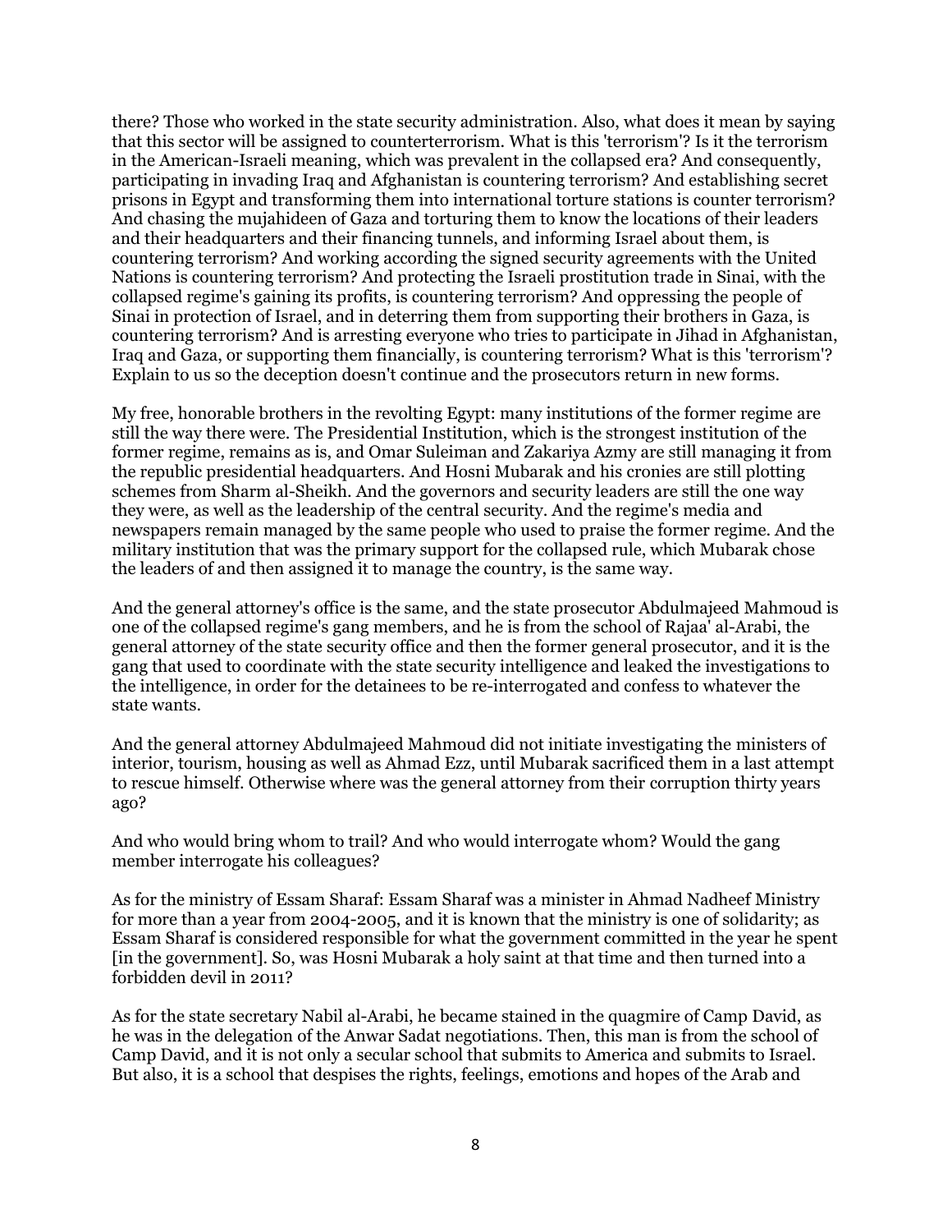there? Those who worked in the state security administration. Also, what does it mean by saying that this sector will be assigned to counterterrorism. What is this 'terrorism'? Is it the terrorism in the American-Israeli meaning, which was prevalent in the collapsed era? And consequently, participating in invading Iraq and Afghanistan is countering terrorism? And establishing secret prisons in Egypt and transforming them into international torture stations is counter terrorism? And chasing the mujahideen of Gaza and torturing them to know the locations of their leaders and their headquarters and their financing tunnels, and informing Israel about them, is countering terrorism? And working according the signed security agreements with the United Nations is countering terrorism? And protecting the Israeli prostitution trade in Sinai, with the collapsed regime's gaining its profits, is countering terrorism? And oppressing the people of Sinai in protection of Israel, and in deterring them from supporting their brothers in Gaza, is countering terrorism? And is arresting everyone who tries to participate in Jihad in Afghanistan, Iraq and Gaza, or supporting them financially, is countering terrorism? What is this 'terrorism'? Explain to us so the deception doesn't continue and the prosecutors return in new forms.

My free, honorable brothers in the revolting Egypt: many institutions of the former regime are still the way there were. The Presidential Institution, which is the strongest institution of the former regime, remains as is, and Omar Suleiman and Zakariya Azmy are still managing it from the republic presidential headquarters. And Hosni Mubarak and his cronies are still plotting schemes from Sharm al-Sheikh. And the governors and security leaders are still the one way they were, as well as the leadership of the central security. And the regime's media and newspapers remain managed by the same people who used to praise the former regime. And the military institution that was the primary support for the collapsed rule, which Mubarak chose the leaders of and then assigned it to manage the country, is the same way.

And the general attorney's office is the same, and the state prosecutor Abdulmajeed Mahmoud is one of the collapsed regime's gang members, and he is from the school of Rajaa' al-Arabi, the general attorney of the state security office and then the former general prosecutor, and it is the gang that used to coordinate with the state security intelligence and leaked the investigations to the intelligence, in order for the detainees to be re-interrogated and confess to whatever the state wants.

And the general attorney Abdulmajeed Mahmoud did not initiate investigating the ministers of interior, tourism, housing as well as Ahmad Ezz, until Mubarak sacrificed them in a last attempt to rescue himself. Otherwise where was the general attorney from their corruption thirty years ago?

And who would bring whom to trail? And who would interrogate whom? Would the gang member interrogate his colleagues?

As for the ministry of Essam Sharaf: Essam Sharaf was a minister in Ahmad Nadheef Ministry for more than a year from 2004-2005, and it is known that the ministry is one of solidarity; as Essam Sharaf is considered responsible for what the government committed in the year he spent [in the government]. So, was Hosni Mubarak a holy saint at that time and then turned into a forbidden devil in 2011?

As for the state secretary Nabil al-Arabi, he became stained in the quagmire of Camp David, as he was in the delegation of the Anwar Sadat negotiations. Then, this man is from the school of Camp David, and it is not only a secular school that submits to America and submits to Israel. But also, it is a school that despises the rights, feelings, emotions and hopes of the Arab and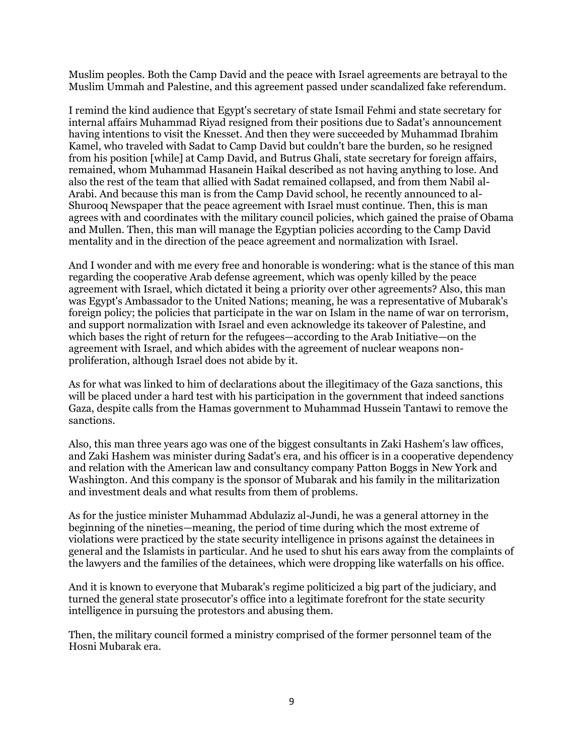Muslim peoples. Both the Camp David and the peace with Israel agreements are betrayal to the Muslim Ummah and Palestine, and this agreement passed under scandalized fake referendum.

I remind the kind audience that Egypt's secretary of state Ismail Fehmi and state secretary for internal affairs Muhammad Riyad resigned from their positions due to Sadat's announcement having intentions to visit the Knesset. And then they were succeeded by Muhammad Ibrahim Kamel, who traveled with Sadat to Camp David but couldn't bare the burden, so he resigned from his position [while] at Camp David, and Butrus Ghali, state secretary for foreign affairs, remained, whom Muhammad Hasanein Haikal described as not having anything to lose. And also the rest of the team that allied with Sadat remained collapsed, and from them Nabil al-Arabi. And because this man is from the Camp David school, he recently announced to al-Shurooq Newspaper that the peace agreement with Israel must continue. Then, this is man agrees with and coordinates with the military council policies, which gained the praise of Obama and Mullen. Then, this man will manage the Egyptian policies according to the Camp David mentality and in the direction of the peace agreement and normalization with Israel.

And I wonder and with me every free and honorable is wondering: what is the stance of this man regarding the cooperative Arab defense agreement, which was openly killed by the peace agreement with Israel, which dictated it being a priority over other agreements? Also, this man was Egypt's Ambassador to the United Nations; meaning, he was a representative of Mubarak's foreign policy; the policies that participate in the war on Islam in the name of war on terrorism, and support normalization with Israel and even acknowledge its takeover of Palestine, and which bases the right of return for the refugees—according to the Arab Initiative—on the agreement with Israel, and which abides with the agreement of nuclear weapons non-proliferation, although Israel does not abide by it.

As for what was linked to him of declarations about the illegitimacy of the Gaza sanctions, this will be placed under a hard test with his participation in the government that indeed sanctions Gaza, despite calls from the Hamas government to Muhammad Hussein Tantawi to remove the sanctions.

Also, this man three years ago was one of the biggest consultants in Zaki Hashem's law offices, and Zaki Hashem was minister during Sadat's era, and his officer is in a cooperative dependency and relation with the American law and consultancy company Patton Boggs in New York and Washington. And this company is the sponsor of Mubarak and his family in the militarization and investment deals and what results from them of problems.

As for the justice minister Muhammad Abdulaziz al-Jundi, he was a general attorney in the beginning of the nineties—meaning, the period of time during which the most extreme of violations were practiced by the state security intelligence in prisons against the detainees in general and the Islamists in particular. And he used to shut his ears away from the complaints of the lawyers and the families of the detainees, which were dropping like waterfalls on his office.

And it is known to everyone that Mubarak's regime politicized a big part of the judiciary, and turned the general state prosecutor's office into a legitimate forefront for the state security intelligence in pursuing the protestors and abusing them.

Then, the military council formed a ministry comprised of the former personnel team of the Hosni Mubarak era.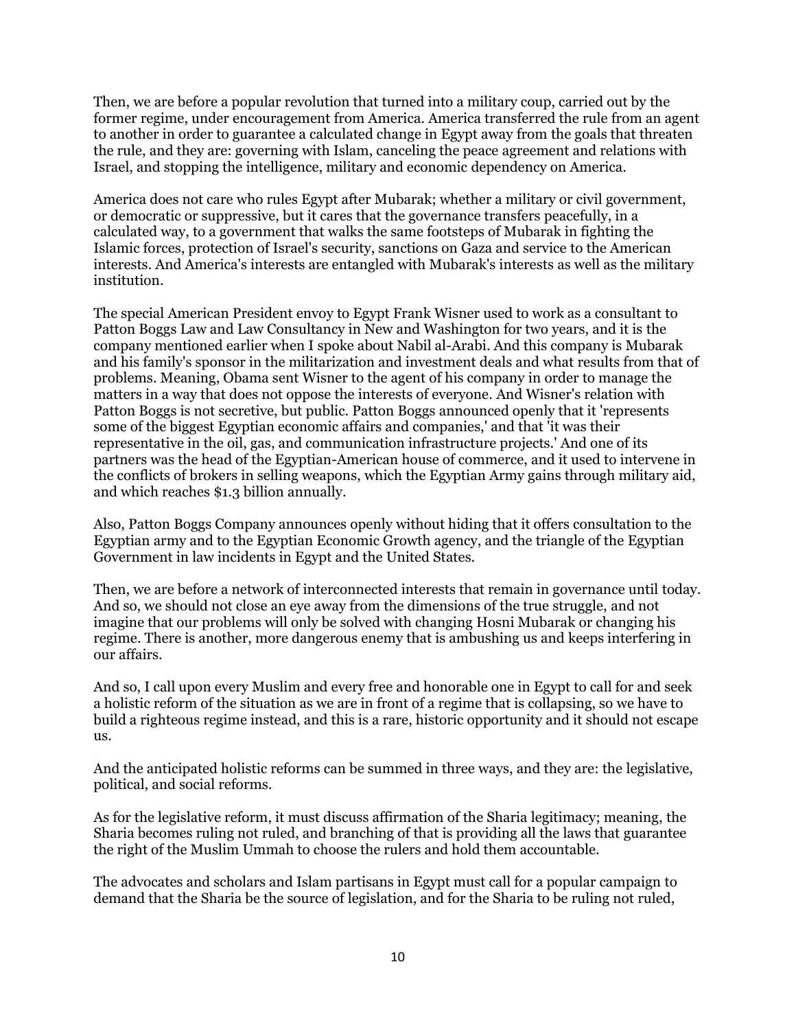Then, we are before a popular revolution that turned into a military coup, carried out by the former regime, under encouragement from America. America transferred the rule from an agent to another in order to guarantee a calculated change in Egypt away from the goals that threaten the rule, and they are: governing with Islam, canceling the peace agreement and relations with Israel, and stopping the intelligence, military and economic dependency on America.

America does not care who rules Egypt after Mubarak; whether a military or civil government, or democratic or suppressive, but it cares that the governance transfers peacefully, in a calculated way, to a government that walks the same footsteps of Mubarak in fighting the Islamic forces, protection of Israel's security, sanctions on Gaza and service to the American interests. And America's interests are entangled with Mubarak's interests as well as the military institution.

The special American President envoy to Egypt Frank Wisner used to work as a consultant to Patton Boggs Law and Law Consultancy in New and Washington for two years, and it is the company mentioned earlier when I spoke about Nabil al-Arabi. And this company is Mubarak and his family's sponsor in the militarization and investment deals and what results from that of problems. Meaning, Obama sent Wisner to the agent of his company in order to manage the matters in a way that does not oppose the interests of everyone. And Wisner's relation with Patton Boggs is not secretive, but public. Patton Boggs announced openly that it 'represents some of the biggest Egyptian economic affairs and companies,' and that 'it was their representative in the oil, gas, and communication infrastructure projects.' And one of its partners was the head of the Egyptian-American house of commerce, and it used to intervene in the conflicts of brokers in selling weapons, which the Egyptian Army gains through military aid, and which reaches $1.3 billion annually.

Also, Patton Boggs Company announces openly without hiding that it offers consultation to the Egyptian army and to the Egyptian Economic Growth agency, and the triangle of the Egyptian Government in law incidents in Egypt and the United States.

Then, we are before a network of interconnected interests that remain in governance until today. And so, we should not close an eye away from the dimensions of the true struggle, and not imagine that our problems will only be solved with changing Hosni Mubarak or changing his regime. There is another, more dangerous enemy that is ambushing us and keeps interfering in our affairs.

And so, I call upon every Muslim and every free and honorable one in Egypt to call for and seek a holistic reform of the situation as we are in front of a regime that is collapsing, so we have to build a righteous regime instead, and this is a rare, historic opportunity and it should not escape us.

And the anticipated holistic reforms can be summed in three ways, and they are: the legislative, political, and social reforms.

As for the legislative reform, it must discuss affirmation of the Sharia legitimacy; meaning, the Sharia becomes ruling not ruled, and branching of that is providing all the laws that guarantee the right of the Muslim Ummah to choose the rulers and hold them accountable.

The advocates and scholars and Islam partisans in Egypt must call for a popular campaign to demand that the Sharia be the source of legislation, and for the Sharia to be ruling not ruled,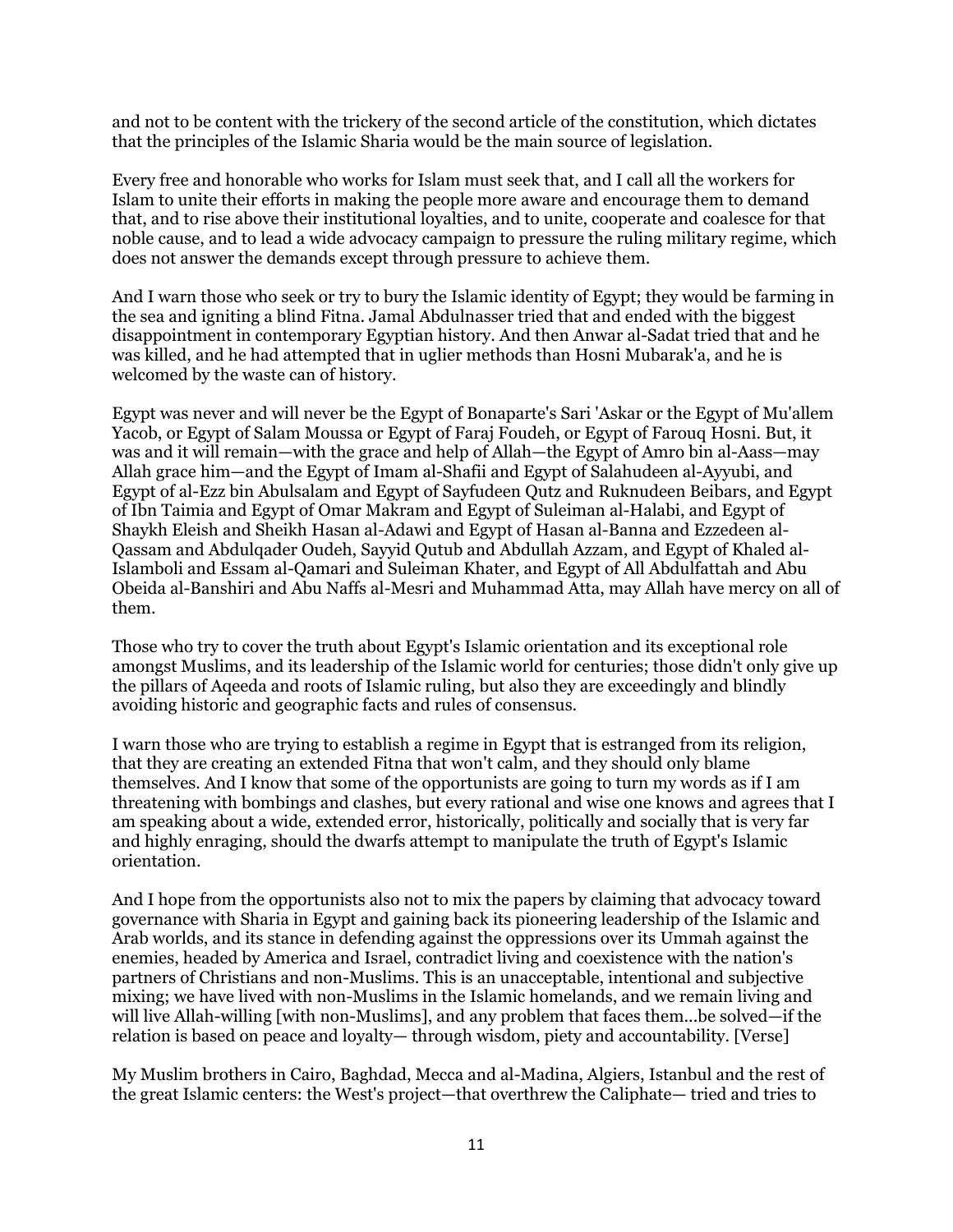and not to be content with the trickery of the second article of the constitution, which dictates that the principles of the Islamic Sharia would be the main source of legislation.

Every free and honorable who works for Islam must seek that, and I call all the workers for Islam to unite their efforts in making the people more aware and encourage them to demand that, and to rise above their institutional loyalties, and to unite, cooperate and coalesce for that noble cause, and to lead a wide advocacy campaign to pressure the ruling military regime, which does not answer the demands except through pressure to achieve them.

And I warn those who seek or try to bury the Islamic identity of Egypt; they would be farming in the sea and igniting a blind Fitna. Jamal Abdulnasser tried that and ended with the biggest disappointment in contemporary Egyptian history. And then Anwar al-Sadat tried that and he was killed, and he had attempted that in uglier methods than Hosni Mubarak'a, and he is welcomed by the waste can of history.

Egypt was never and will never be the Egypt of Bonaparte's Sari 'Askar or the Egypt of Mu'allem Yacob, or Egypt of Salam Moussa or Egypt of Faraj Foudeh, or Egypt of Farouq Hosni. But, it was and it will remain—with the grace and help of Allah—the Egypt of Amro bin al-Aass—may Allah grace him—and the Egypt of Imam al-Shafii and Egypt of Salahudeen al-Ayyubi, and Egypt of al-Ezz bin Abulsalam and Egypt of Sayfudeen Qutz and Ruknudeen Beibars, and Egypt of Ibn Taimia and Egypt of Omar Makram and Egypt of Suleiman al-Halabi, and Egypt of Shaykh Eleish and Sheikh Hasan al-Adawi and Egypt of Hasan al-Banna and Ezzedeen al-Qassam and Abdulqader Oudeh, Sayyid Qutub and Abdullah Azzam, and Egypt of Khaled al-Islamboli and Essam al-Qamari and Suleiman Khater, and Egypt of All Abdulfattah and Abu Obeida al-Banshiri and Abu Naffs al-Mesri and Muhammad Atta, may Allah have mercy on all of them.

Those who try to cover the truth about Egypt's Islamic orientation and its exceptional role amongst Muslims, and its leadership of the Islamic world for centuries; those didn't only give up the pillars of Aqeeda and roots of Islamic ruling, but also they are exceedingly and blindly avoiding historic and geographic facts and rules of consensus.

I warn those who are trying to establish a regime in Egypt that is estranged from its religion, that they are creating an extended Fitna that won't calm, and they should only blame themselves. And I know that some of the opportunists are going to turn my words as if I am threatening with bombings and clashes, but every rational and wise one knows and agrees that I am speaking about a wide, extended error, historically, politically and socially that is very far and highly enraging, should the dwarfs attempt to manipulate the truth of Egypt's Islamic orientation.

And I hope from the opportunists also not to mix the papers by claiming that advocacy toward governance with Sharia in Egypt and gaining back its pioneering leadership of the Islamic and Arab worlds, and its stance in defending against the oppressions over its Ummah against the enemies, headed by America and Israel, contradict living and coexistence with the nation's partners of Christians and non-Muslims. This is an unacceptable, intentional and subjective mixing; we have lived with non-Muslims in the Islamic homelands, and we remain living and will live Allah-willing [with non-Muslims], and any problem that faces them...be solved—if the relation is based on peace and loyalty— through wisdom, piety and accountability. [Verse]

My Muslim brothers in Cairo, Baghdad, Mecca and al-Madina, Algiers, Istanbul and the rest of the great Islamic centers: the West's project—that overthrew the Caliphate— tried and tries to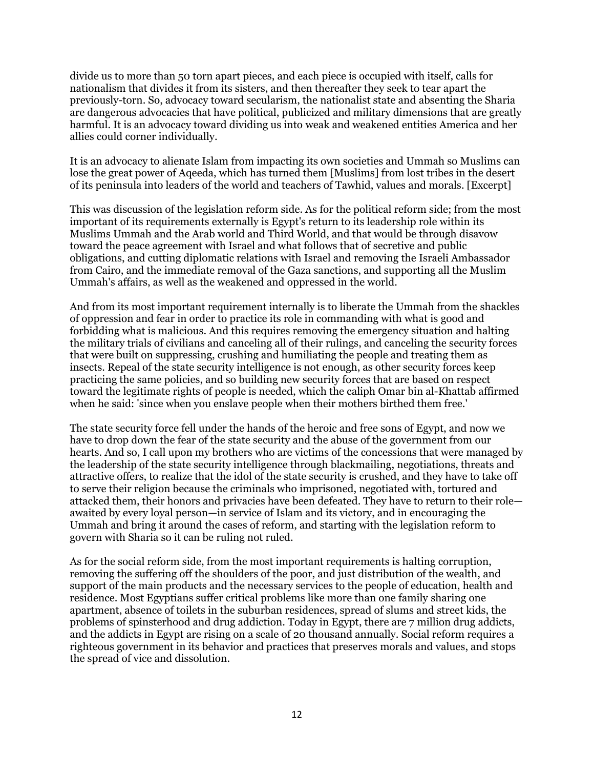divide us to more than 50 torn apart pieces, and each piece is occupied with itself, calls for nationalism that divides it from its sisters, and then thereafter they seek to tear apart the previously-torn. So, advocacy toward secularism, the nationalist state and absenting the Sharia are dangerous advocacies that have political, publicized and military dimensions that are greatly harmful. It is an advocacy toward dividing us into weak and weakened entities America and her allies could corner individually.

It is an advocacy to alienate Islam from impacting its own societies and Ummah so Muslims can lose the great power of Aqeeda, which has turned them [Muslims] from lost tribes in the desert of its peninsula into leaders of the world and teachers of Tawhid, values and morals. [Excerpt]

This was discussion of the legislation reform side. As for the political reform side; from the most important of its requirements externally is Egypt's return to its leadership role within its Muslims Ummah and the Arab world and Third World, and that would be through disavow toward the peace agreement with Israel and what follows that of secretive and public obligations, and cutting diplomatic relations with Israel and removing the Israeli Ambassador from Cairo, and the immediate removal of the Gaza sanctions, and supporting all the Muslim Ummah's affairs, as well as the weakened and oppressed in the world.

And from its most important requirement internally is to liberate the Ummah from the shackles of oppression and fear in order to practice its role in commanding with what is good and forbidding what is malicious. And this requires removing the emergency situation and halting the military trials of civilians and canceling all of their rulings, and canceling the security forces that were built on suppressing, crushing and humiliating the people and treating them as insects. Repeal of the state security intelligence is not enough, as other security forces keep practicing the same policies, and so building new security forces that are based on respect toward the legitimate rights of people is needed, which the caliph Omar bin al-Khattab affirmed when he said: 'since when you enslave people when their mothers birthed them free.'

The state security force fell under the hands of the heroic and free sons of Egypt, and now we have to drop down the fear of the state security and the abuse of the government from our hearts. And so, I call upon my brothers who are victims of the concessions that were managed by the leadership of the state security intelligence through blackmailing, negotiations, threats and attractive offers, to realize that the idol of the state security is crushed, and they have to take off to serve their religion because the criminals who imprisoned, negotiated with, tortured and attacked them, their honors and privacies have been defeated. They have to return to their role—awaited by every loyal person—in service of Islam and its victory, and in encouraging the Ummah and bring it around the cases of reform, and starting with the legislation reform to govern with Sharia so it can be ruling not ruled.

As for the social reform side, from the most important requirements is halting corruption, removing the suffering off the shoulders of the poor, and just distribution of the wealth, and support of the main products and the necessary services to the people of education, health and residence. Most Egyptians suffer critical problems like more than one family sharing one apartment, absence of toilets in the suburban residences, spread of slums and street kids, the problems of spinsterhood and drug addiction. Today in Egypt, there are 7 million drug addicts, and the addicts in Egypt are rising on a scale of 20 thousand annually. Social reform requires a righteous government in its behavior and practices that preserves morals and values, and stops the spread of vice and dissolution.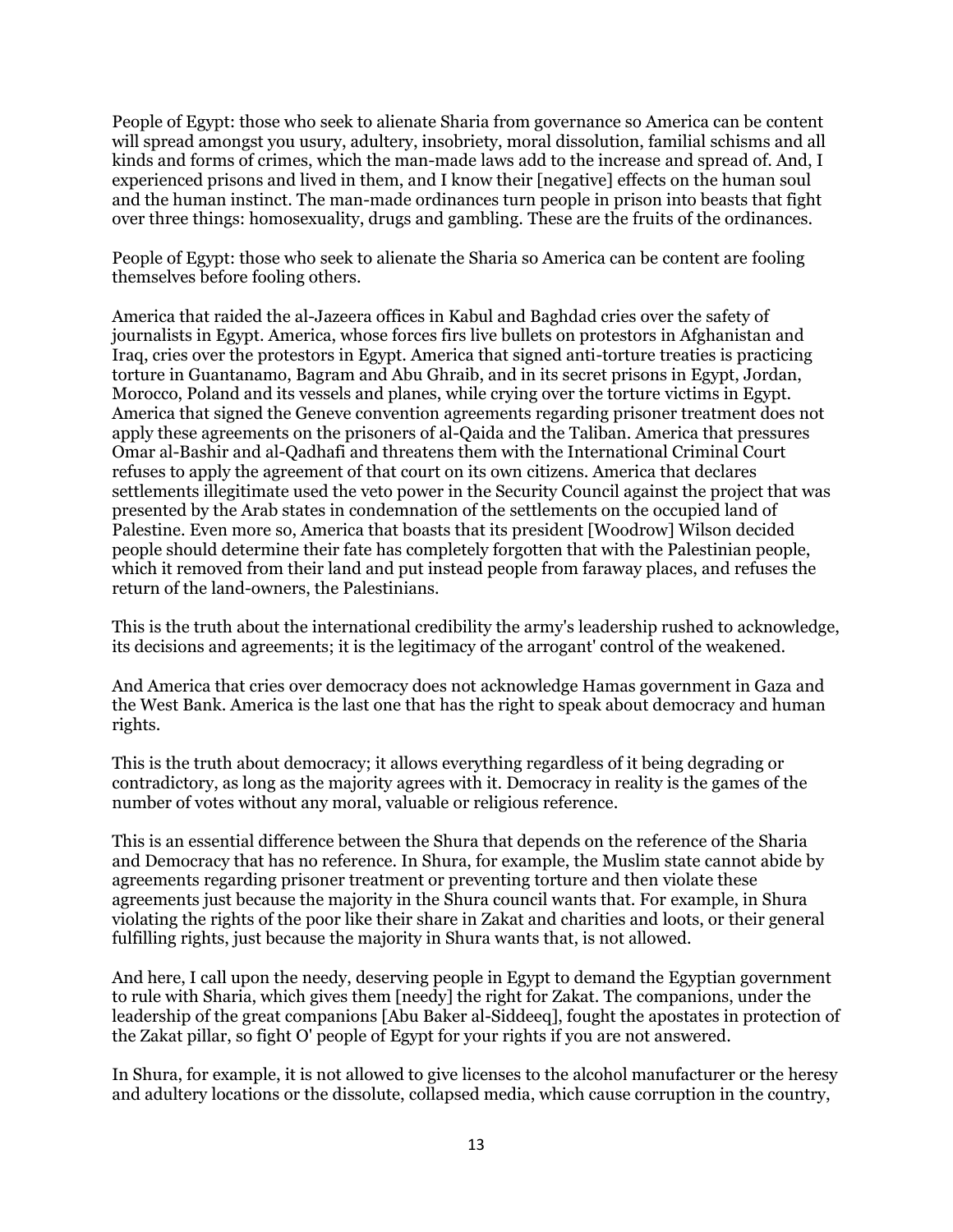People of Egypt: those who seek to alienate Sharia from governance so America can be content will spread amongst you usury, adultery, insobriety, moral dissolution, familial schisms and all kinds and forms of crimes, which the man-made laws add to the increase and spread of. And, I experienced prisons and lived in them, and I know their [negative] effects on the human soul and the human instinct. The man-made ordinances turn people in prison into beasts that fight over three things: homosexuality, drugs and gambling. These are the fruits of the ordinances.

People of Egypt: those who seek to alienate the Sharia so America can be content are fooling themselves before fooling others.

America that raided the al-Jazeera offices in Kabul and Baghdad cries over the safety of journalists in Egypt. America, whose forces firs live bullets on protestors in Afghanistan and Iraq, cries over the protestors in Egypt. America that signed anti-torture treaties is practicing torture in Guantanamo, Bagram and Abu Ghraib, and in its secret prisons in Egypt, Jordan, Morocco, Poland and its vessels and planes, while crying over the torture victims in Egypt. America that signed the Geneve convention agreements regarding prisoner treatment does not apply these agreements on the prisoners of al-Qaida and the Taliban. America that pressures Omar al-Bashir and al-Qadhafi and threatens them with the International Criminal Court refuses to apply the agreement of that court on its own citizens. America that declares settlements illegitimate used the veto power in the Security Council against the project that was presented by the Arab states in condemnation of the settlements on the occupied land of Palestine. Even more so, America that boasts that its president [Woodrow] Wilson decided people should determine their fate has completely forgotten that with the Palestinian people, which it removed from their land and put instead people from faraway places, and refuses the return of the land-owners, the Palestinians.

This is the truth about the international credibility the army's leadership rushed to acknowledge, its decisions and agreements; it is the legitimacy of the arrogant' control of the weakened.

And America that cries over democracy does not acknowledge Hamas government in Gaza and the West Bank. America is the last one that has the right to speak about democracy and human rights.

This is the truth about democracy; it allows everything regardless of it being degrading or contradictory, as long as the majority agrees with it. Democracy in reality is the games of the number of votes without any moral, valuable or religious reference.

This is an essential difference between the Shura that depends on the reference of the Sharia and Democracy that has no reference. In Shura, for example, the Muslim state cannot abide by agreements regarding prisoner treatment or preventing torture and then violate these agreements just because the majority in the Shura council wants that. For example, in Shura violating the rights of the poor like their share in Zakat and charities and loots, or their general fulfilling rights, just because the majority in Shura wants that, is not allowed.

And here, I call upon the needy, deserving people in Egypt to demand the Egyptian government to rule with Sharia, which gives them [needy] the right for Zakat. The companions, under the leadership of the great companions [Abu Baker al-Siddeeq], fought the apostates in protection of the Zakat pillar, so fight O' people of Egypt for your rights if you are not answered.

In Shura, for example, it is not allowed to give licenses to the alcohol manufacturer or the heresy and adultery locations or the dissolute, collapsed media, which cause corruption in the country,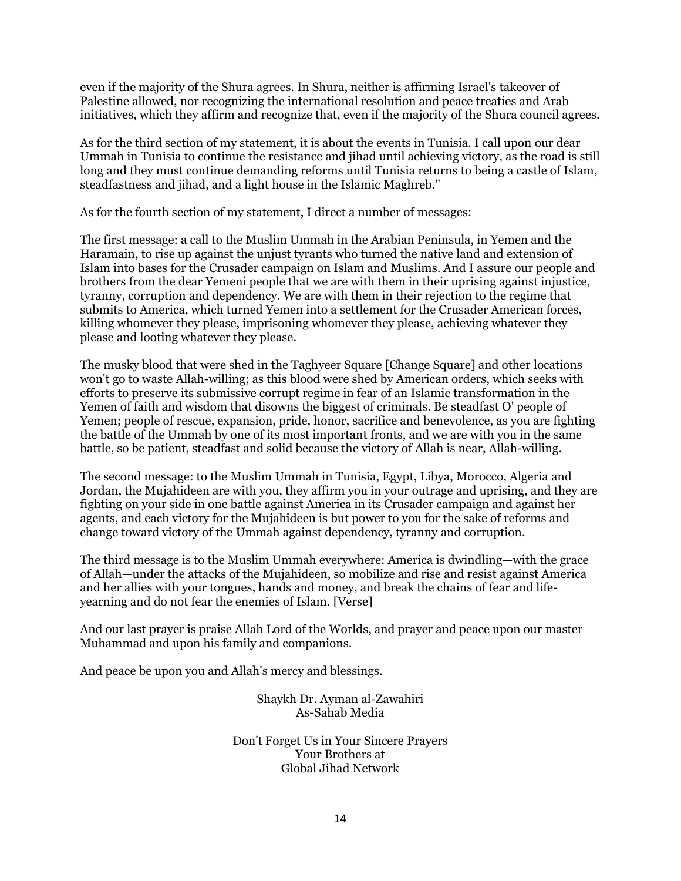even if the majority of the Shura agrees. In Shura, neither is affirming Israel's takeover of Palestine allowed, nor recognizing the international resolution and peace treaties and Arab initiatives, which they affirm and recognize that, even if the majority of the Shura council agrees.

As for the third section of my statement, it is about the events in Tunisia. I call upon our dear Ummah in Tunisia to continue the resistance and jihad until achieving victory, as the road is still long and they must continue demanding reforms until Tunisia returns to being a castle of Islam, steadfastness and jihad, and a light house in the Islamic Maghreb."

As for the fourth section of my statement, I direct a number of messages:

The first message: a call to the Muslim Ummah in the Arabian Peninsula, in Yemen and the Haramain, to rise up against the unjust tyrants who turned the native land and extension of Islam into bases for the Crusader campaign on Islam and Muslims. And I assure our people and brothers from the dear Yemeni people that we are with them in their uprising against injustice, tyranny, corruption and dependency. We are with them in their rejection to the regime that submits to America, which turned Yemen into a settlement for the Crusader American forces, killing whomever they please, imprisoning whomever they please, achieving whatever they please and looting whatever they please.

The musky blood that were shed in the Taghyeer Square [Change Square] and other locations won't go to waste Allah-willing; as this blood were shed by American orders, which seeks with efforts to preserve its submissive corrupt regime in fear of an Islamic transformation in the Yemen of faith and wisdom that disowns the biggest of criminals. Be steadfast O' people of Yemen; people of rescue, expansion, pride, honor, sacrifice and benevolence, as you are fighting the battle of the Ummah by one of its most important fronts, and we are with you in the same battle, so be patient, steadfast and solid because the victory of Allah is near, Allah-willing.

The second message: to the Muslim Ummah in Tunisia, Egypt, Libya, Morocco, Algeria and Jordan, the Mujahideen are with you, they affirm you in your outrage and uprising, and they are fighting on your side in one battle against America in its Crusader campaign and against her agents, and each victory for the Mujahideen is but power to you for the sake of reforms and change toward victory of the Ummah against dependency, tyranny and corruption.

The third message is to the Muslim Ummah everywhere: America is dwindling—with the grace of Allah—under the attacks of the Mujahideen, so mobilize and rise and resist against America and her allies with your tongues, hands and money, and break the chains of fear and life-yearning and do not fear the enemies of Islam. [Verse]

And our last prayer is praise Allah Lord of the Worlds, and prayer and peace upon our master Muhammad and upon his family and companions.

And peace be upon you and Allah's mercy and blessings.

Shaykh Dr. Ayman al-Zawahiri
As-Sahab Media

Don't Forget Us in Your Sincere Prayers
Your Brothers at
Global Jihad Network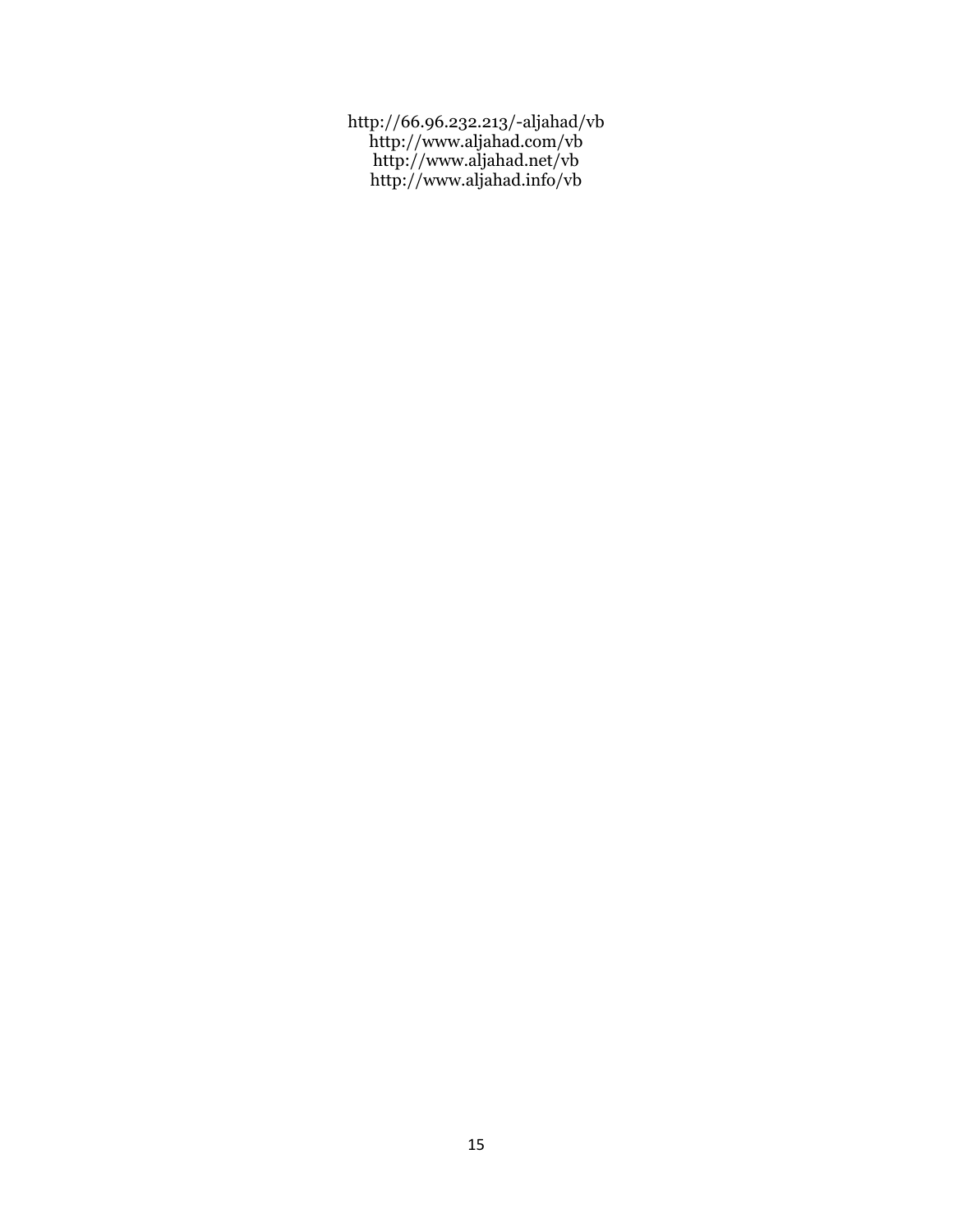http://66.96.232.213/-aljahad/vb
http://www.aljahad.com/vb
http://www.aljahad.net/vb
http://www.aljahad.info/vb